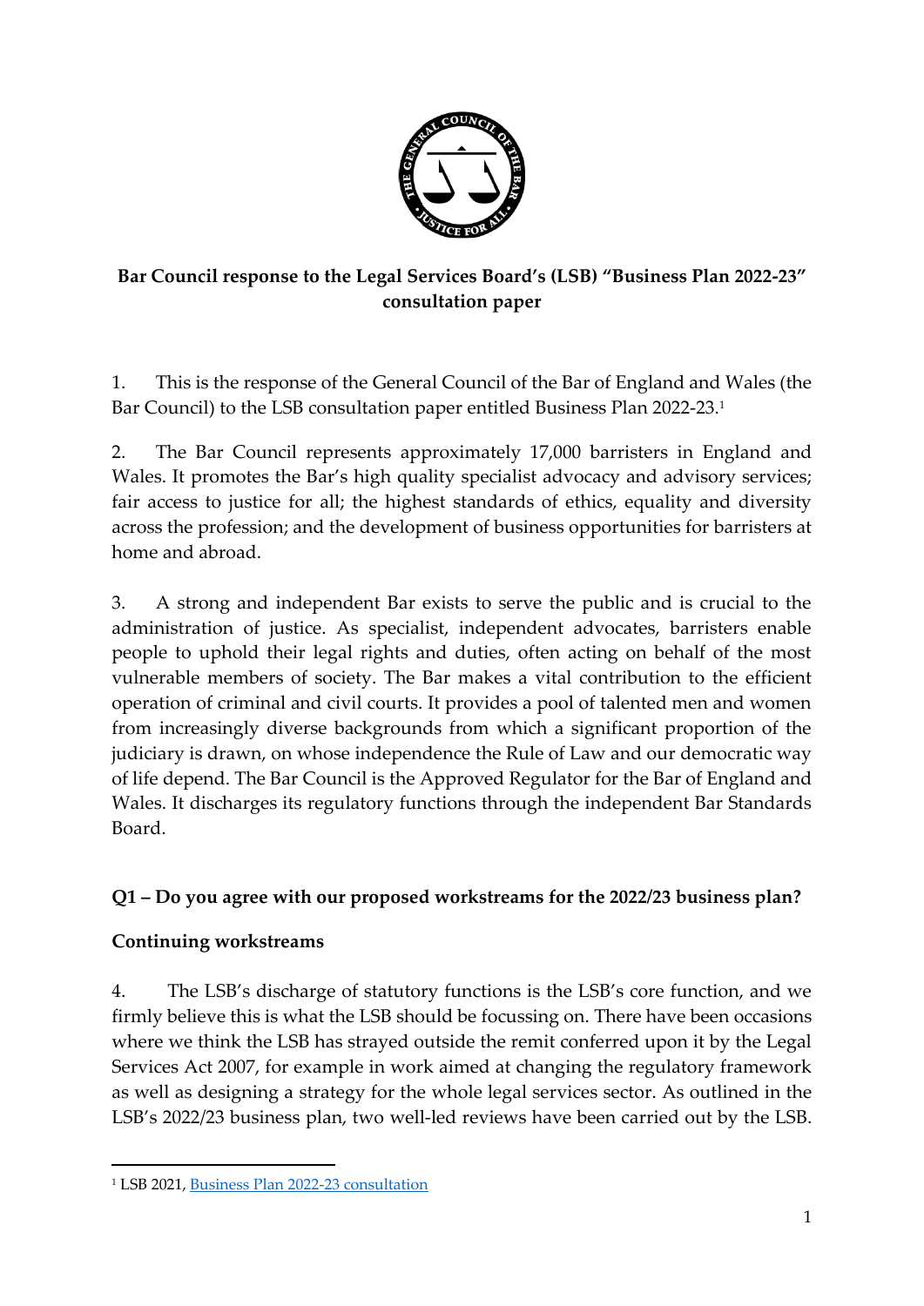**Bar Council response to the Legal Services Board's (LSB) "Business Plan 2022-23" consultation paper**

1. This is the response of the General Council of the Bar of England and Wales (the Bar Council) to the LSB consultation paper entitled Business Plan 2022-23.[1]

2. The Bar Council represents approximately 17,000 barristers in England and Wales. It promotes the Bar's high quality specialist advocacy and advisory services; fair access to justice for all; the highest standards of ethics, equality and diversity across the profession; and the development of business opportunities for barristers at home and abroad.

3. A strong and independent Bar exists to serve the public and is crucial to the administration of justice. As specialist, independent advocates, barristers enable people to uphold their legal rights and duties, often acting on behalf of the most vulnerable members of society. The Bar makes a vital contribution to the efficient operation of criminal and civil courts. It provides a pool of talented men and women from increasingly diverse backgrounds from which a significant proportion of the judiciary is drawn, on whose independence the Rule of Law and our democratic way of life depend. The Bar Council is the Approved Regulator for the Bar of England and Wales. It discharges its regulatory functions through the independent Bar Standards Board.

## Q1 – Do you agree with our proposed workstreams for the 2022/23 business plan?

### Continuing workstreams

4. The LSB's discharge of statutory functions is the LSB's core function, and we firmly believe this is what the LSB should be focussing on. There have been occasions where we think the LSB has strayed outside the remit conferred upon it by the Legal Services Act 2007, for example in work aimed at changing the regulatory framework as well as designing a strategy for the whole legal services sector. As outlined in the LSB's 2022/23 business plan, two well-led reviews have been carried out by the LSB.

---

[1] LSB 2021, Business Plan 2022-23 consultation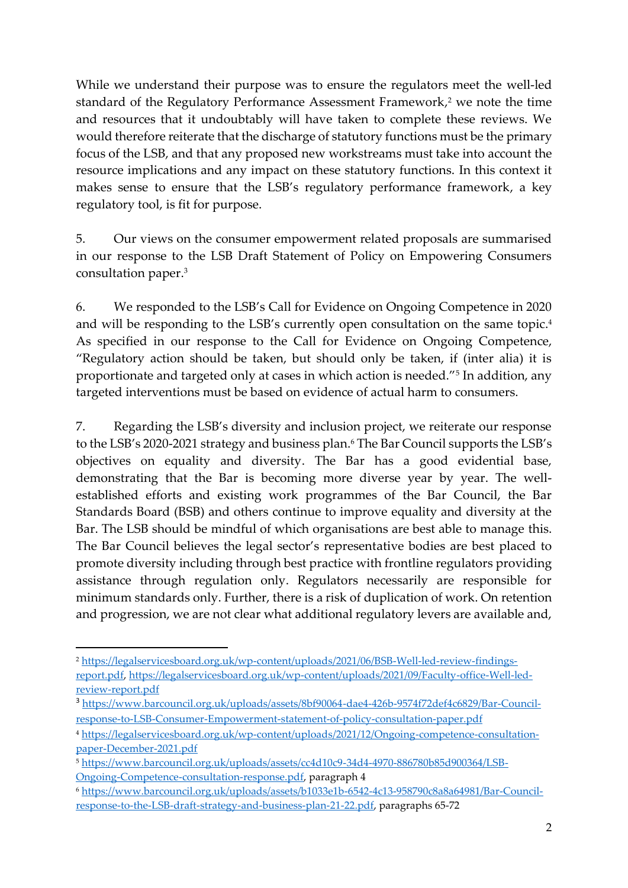While we understand their purpose was to ensure the regulators meet the well-led standard of the Regulatory Performance Assessment Framework,[2] we note the time and resources that it undoubtably will have taken to complete these reviews. We would therefore reiterate that the discharge of statutory functions must be the primary focus of the LSB, and that any proposed new workstreams must take into account the resource implications and any impact on these statutory functions. In this context it makes sense to ensure that the LSB's regulatory performance framework, a key regulatory tool, is fit for purpose.

5. Our views on the consumer empowerment related proposals are summarised in our response to the LSB Draft Statement of Policy on Empowering Consumers consultation paper.[3]

6. We responded to the LSB's Call for Evidence on Ongoing Competence in 2020 and will be responding to the LSB's currently open consultation on the same topic.[4] As specified in our response to the Call for Evidence on Ongoing Competence, "Regulatory action should be taken, but should only be taken, if (inter alia) it is proportionate and targeted only at cases in which action is needed."[5] In addition, any targeted interventions must be based on evidence of actual harm to consumers.

7. Regarding the LSB's diversity and inclusion project, we reiterate our response to the LSB's 2020-2021 strategy and business plan.[6] The Bar Council supports the LSB's objectives on equality and diversity. The Bar has a good evidential base, demonstrating that the Bar is becoming more diverse year by year. The well-established efforts and existing work programmes of the Bar Council, the Bar Standards Board (BSB) and others continue to improve equality and diversity at the Bar. The LSB should be mindful of which organisations are best able to manage this. The Bar Council believes the legal sector's representative bodies are best placed to promote diversity including through best practice with frontline regulators providing assistance through regulation only. Regulators necessarily are responsible for minimum standards only. Further, there is a risk of duplication of work. On retention and progression, we are not clear what additional regulatory levers are available and,

---

[2] https://legalservicesboard.org.uk/wp-content/uploads/2021/06/BSB-Well-led-review-findings-report.pdf, https://legalservicesboard.org.uk/wp-content/uploads/2021/09/Faculty-office-Well-led-review-report.pdf

[3] https://www.barcouncil.org.uk/uploads/assets/8bf90064-dae4-426b-9574f72def4c6829/Bar-Council-response-to-LSB-Consumer-Empowerment-statement-of-policy-consultation-paper.pdf

[4] https://legalservicesboard.org.uk/wp-content/uploads/2021/12/Ongoing-competence-consultation-paper-December-2021.pdf

[5] https://www.barcouncil.org.uk/uploads/assets/cc4d10c9-34d4-4970-886780b85d900364/LSB-Ongoing-Competence-consultation-response.pdf, paragraph 4

[6] https://www.barcouncil.org.uk/uploads/assets/b1033e1b-6542-4c13-958790c8a8a64981/Bar-Council-response-to-the-LSB-draft-strategy-and-business-plan-21-22.pdf, paragraphs 65-72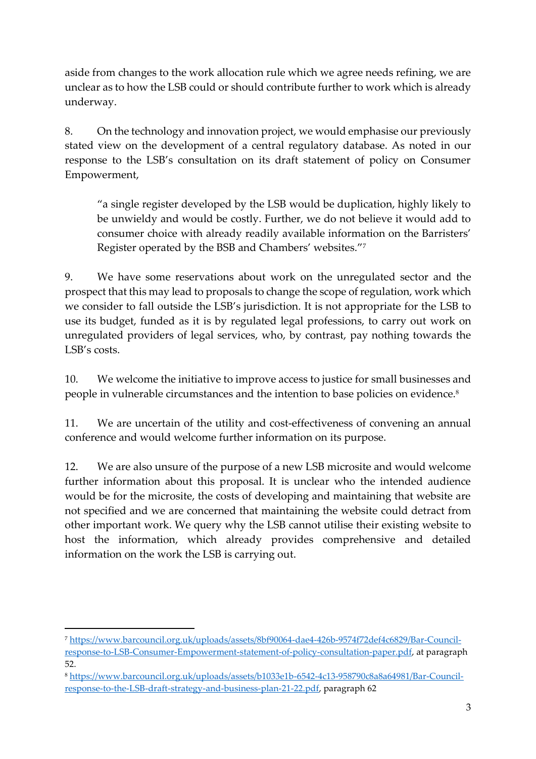aside from changes to the work allocation rule which we agree needs refining, we are unclear as to how the LSB could or should contribute further to work which is already underway.

8. On the technology and innovation project, we would emphasise our previously stated view on the development of a central regulatory database. As noted in our response to the LSB's consultation on its draft statement of policy on Consumer Empowerment,

> "a single register developed by the LSB would be duplication, highly likely to be unwieldy and would be costly. Further, we do not believe it would add to consumer choice with already readily available information on the Barristers' Register operated by the BSB and Chambers' websites."[7]

9. We have some reservations about work on the unregulated sector and the prospect that this may lead to proposals to change the scope of regulation, work which we consider to fall outside the LSB's jurisdiction. It is not appropriate for the LSB to use its budget, funded as it is by regulated legal professions, to carry out work on unregulated providers of legal services, who, by contrast, pay nothing towards the LSB's costs.

10. We welcome the initiative to improve access to justice for small businesses and people in vulnerable circumstances and the intention to base policies on evidence.[8]

11. We are uncertain of the utility and cost-effectiveness of convening an annual conference and would welcome further information on its purpose.

12. We are also unsure of the purpose of a new LSB microsite and would welcome further information about this proposal. It is unclear who the intended audience would be for the microsite, the costs of developing and maintaining that website are not specified and we are concerned that maintaining the website could detract from other important work. We query why the LSB cannot utilise their existing website to host the information, which already provides comprehensive and detailed information on the work the LSB is carrying out.

---

[7] https://www.barcouncil.org.uk/uploads/assets/8bf90064-dae4-426b-9574f72def4c6829/Bar-Council-response-to-LSB-Consumer-Empowerment-statement-of-policy-consultation-paper.pdf, at paragraph 52.

[8] https://www.barcouncil.org.uk/uploads/assets/b1033e1b-6542-4c13-958790c8a8a64981/Bar-Council-response-to-the-LSB-draft-strategy-and-business-plan-21-22.pdf, paragraph 62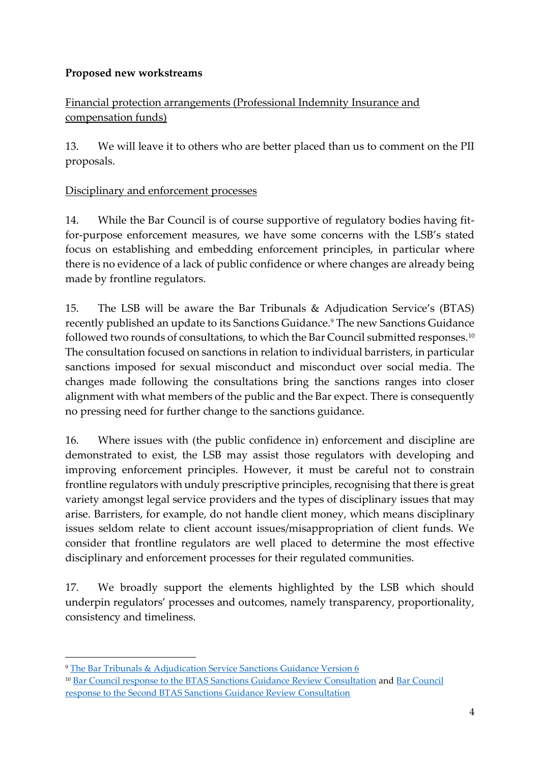**Proposed new workstreams**

Financial protection arrangements (Professional Indemnity Insurance and compensation funds)

13. We will leave it to others who are better placed than us to comment on the PII proposals.

Disciplinary and enforcement processes

14. While the Bar Council is of course supportive of regulatory bodies having fit-for-purpose enforcement measures, we have some concerns with the LSB's stated focus on establishing and embedding enforcement principles, in particular where there is no evidence of a lack of public confidence or where changes are already being made by frontline regulators.

15. The LSB will be aware the Bar Tribunals & Adjudication Service's (BTAS) recently published an update to its Sanctions Guidance.[9] The new Sanctions Guidance followed two rounds of consultations, to which the Bar Council submitted responses.[10] The consultation focused on sanctions in relation to individual barristers, in particular sanctions imposed for sexual misconduct and misconduct over social media. The changes made following the consultations bring the sanctions ranges into closer alignment with what members of the public and the Bar expect. There is consequently no pressing need for further change to the sanctions guidance.

16. Where issues with (the public confidence in) enforcement and discipline are demonstrated to exist, the LSB may assist those regulators with developing and improving enforcement principles. However, it must be careful not to constrain frontline regulators with unduly prescriptive principles, recognising that there is great variety amongst legal service providers and the types of disciplinary issues that may arise. Barristers, for example, do not handle client money, which means disciplinary issues seldom relate to client account issues/misappropriation of client funds. We consider that frontline regulators are well placed to determine the most effective disciplinary and enforcement processes for their regulated communities.

17. We broadly support the elements highlighted by the LSB which should underpin regulators' processes and outcomes, namely transparency, proportionality, consistency and timeliness.

---

[9] The Bar Tribunals & Adjudication Service Sanctions Guidance Version 6

[10] Bar Council response to the BTAS Sanctions Guidance Review Consultation and Bar Council response to the Second BTAS Sanctions Guidance Review Consultation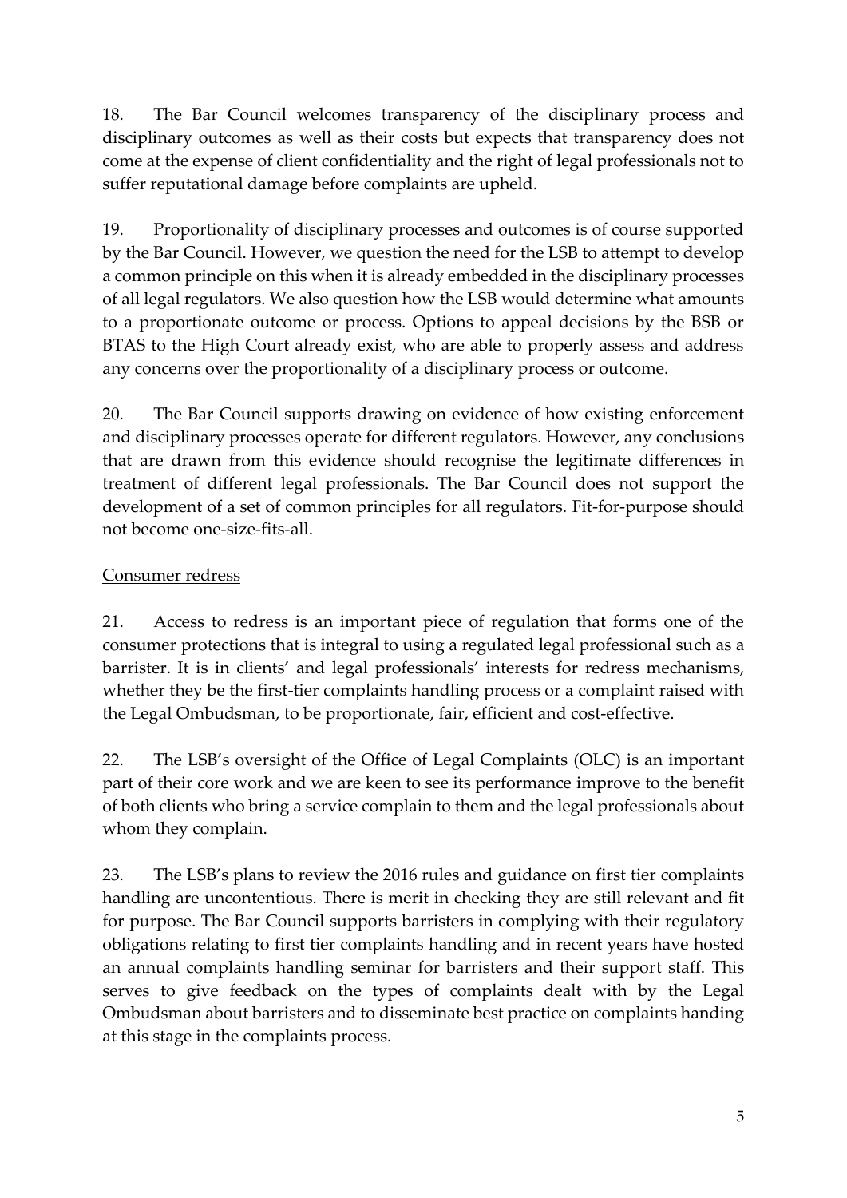18. The Bar Council welcomes transparency of the disciplinary process and disciplinary outcomes as well as their costs but expects that transparency does not come at the expense of client confidentiality and the right of legal professionals not to suffer reputational damage before complaints are upheld.

19. Proportionality of disciplinary processes and outcomes is of course supported by the Bar Council. However, we question the need for the LSB to attempt to develop a common principle on this when it is already embedded in the disciplinary processes of all legal regulators. We also question how the LSB would determine what amounts to a proportionate outcome or process. Options to appeal decisions by the BSB or BTAS to the High Court already exist, who are able to properly assess and address any concerns over the proportionality of a disciplinary process or outcome.

20. The Bar Council supports drawing on evidence of how existing enforcement and disciplinary processes operate for different regulators. However, any conclusions that are drawn from this evidence should recognise the legitimate differences in treatment of different legal professionals. The Bar Council does not support the development of a set of common principles for all regulators. Fit-for-purpose should not become one-size-fits-all.

<u>Consumer redress</u>

21. Access to redress is an important piece of regulation that forms one of the consumer protections that is integral to using a regulated legal professional such as a barrister. It is in clients' and legal professionals' interests for redress mechanisms, whether they be the first-tier complaints handling process or a complaint raised with the Legal Ombudsman, to be proportionate, fair, efficient and cost-effective.

22. The LSB's oversight of the Office of Legal Complaints (OLC) is an important part of their core work and we are keen to see its performance improve to the benefit of both clients who bring a service complain to them and the legal professionals about whom they complain.

23. The LSB's plans to review the 2016 rules and guidance on first tier complaints handling are uncontentious. There is merit in checking they are still relevant and fit for purpose. The Bar Council supports barristers in complying with their regulatory obligations relating to first tier complaints handling and in recent years have hosted an annual complaints handling seminar for barristers and their support staff. This serves to give feedback on the types of complaints dealt with by the Legal Ombudsman about barristers and to disseminate best practice on complaints handing at this stage in the complaints process.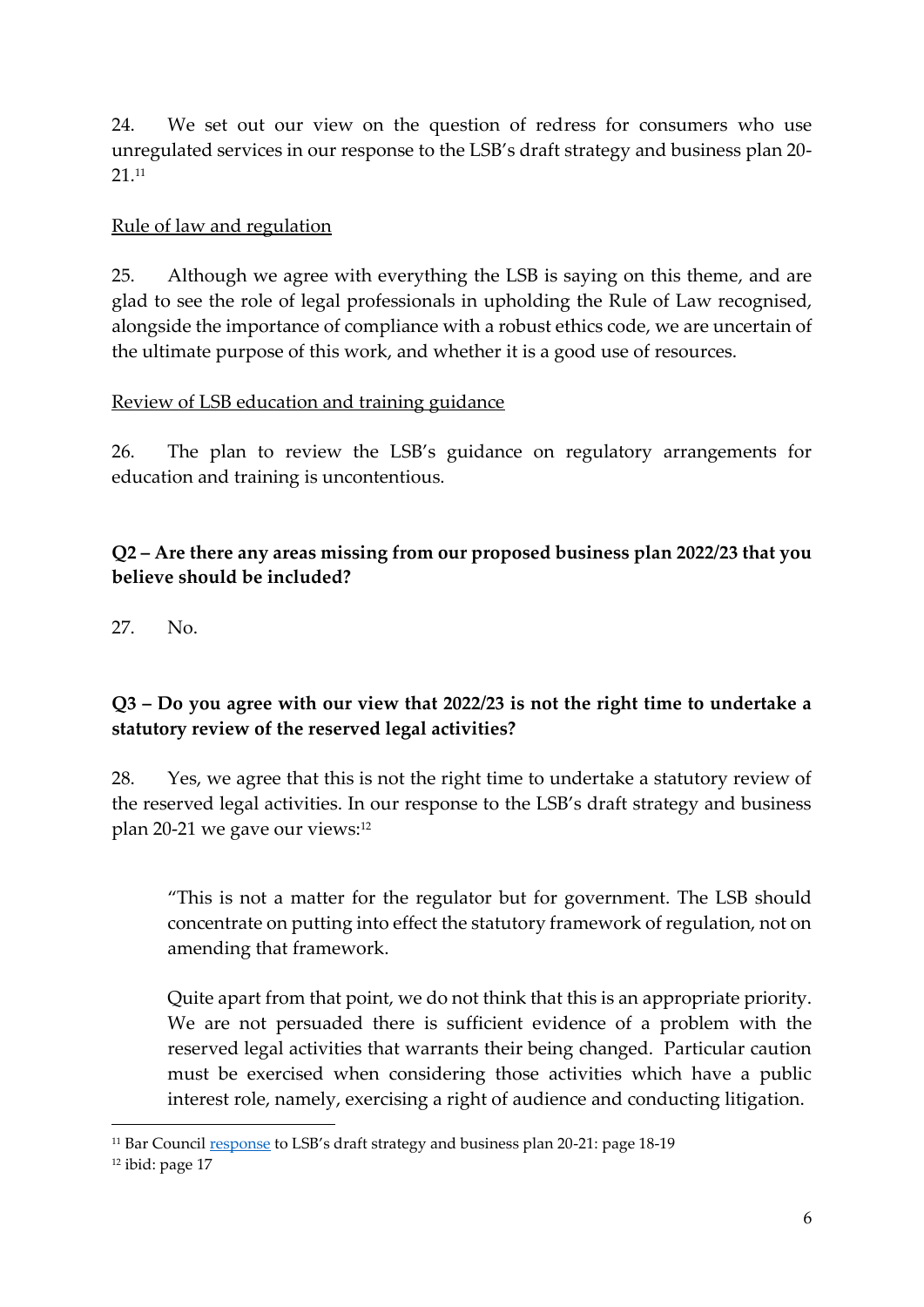24. We set out our view on the question of redress for consumers who use unregulated services in our response to the LSB's draft strategy and business plan 20-21.[11]

<u>Rule of law and regulation</u>

25. Although we agree with everything the LSB is saying on this theme, and are glad to see the role of legal professionals in upholding the Rule of Law recognised, alongside the importance of compliance with a robust ethics code, we are uncertain of the ultimate purpose of this work, and whether it is a good use of resources.

<u>Review of LSB education and training guidance</u>

26. The plan to review the LSB's guidance on regulatory arrangements for education and training is uncontentious.

**Q2 – Are there any areas missing from our proposed business plan 2022/23 that you believe should be included?**

27. No.

**Q3 – Do you agree with our view that 2022/23 is not the right time to undertake a statutory review of the reserved legal activities?**

28. Yes, we agree that this is not the right time to undertake a statutory review of the reserved legal activities. In our response to the LSB's draft strategy and business plan 20-21 we gave our views:[12]

> "This is not a matter for the regulator but for government. The LSB should concentrate on putting into effect the statutory framework of regulation, not on amending that framework.
>
> Quite apart from that point, we do not think that this is an appropriate priority. We are not persuaded there is sufficient evidence of a problem with the reserved legal activities that warrants their being changed. Particular caution must be exercised when considering those activities which have a public interest role, namely, exercising a right of audience and conducting litigation.

---

[11] Bar Council [response](response) to LSB's draft strategy and business plan 20-21: page 18-19

[12] ibid: page 17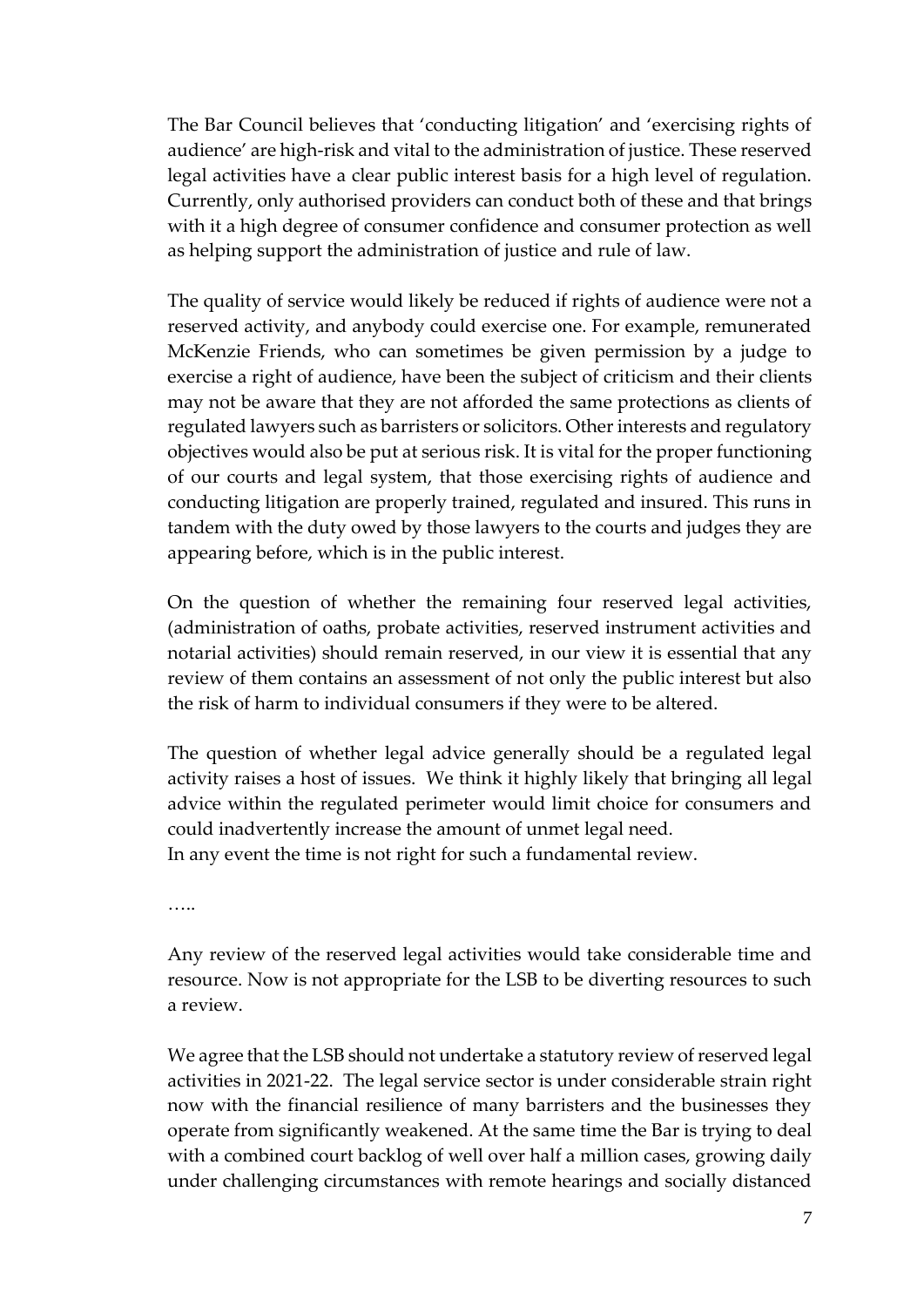The Bar Council believes that 'conducting litigation' and 'exercising rights of audience' are high-risk and vital to the administration of justice. These reserved legal activities have a clear public interest basis for a high level of regulation. Currently, only authorised providers can conduct both of these and that brings with it a high degree of consumer confidence and consumer protection as well as helping support the administration of justice and rule of law.

The quality of service would likely be reduced if rights of audience were not a reserved activity, and anybody could exercise one. For example, remunerated McKenzie Friends, who can sometimes be given permission by a judge to exercise a right of audience, have been the subject of criticism and their clients may not be aware that they are not afforded the same protections as clients of regulated lawyers such as barristers or solicitors. Other interests and regulatory objectives would also be put at serious risk. It is vital for the proper functioning of our courts and legal system, that those exercising rights of audience and conducting litigation are properly trained, regulated and insured. This runs in tandem with the duty owed by those lawyers to the courts and judges they are appearing before, which is in the public interest.

On the question of whether the remaining four reserved legal activities, (administration of oaths, probate activities, reserved instrument activities and notarial activities) should remain reserved, in our view it is essential that any review of them contains an assessment of not only the public interest but also the risk of harm to individual consumers if they were to be altered.

The question of whether legal advice generally should be a regulated legal activity raises a host of issues. We think it highly likely that bringing all legal advice within the regulated perimeter would limit choice for consumers and could inadvertently increase the amount of unmet legal need.
In any event the time is not right for such a fundamental review.

…..

Any review of the reserved legal activities would take considerable time and resource. Now is not appropriate for the LSB to be diverting resources to such a review.

We agree that the LSB should not undertake a statutory review of reserved legal activities in 2021-22. The legal service sector is under considerable strain right now with the financial resilience of many barristers and the businesses they operate from significantly weakened. At the same time the Bar is trying to deal with a combined court backlog of well over half a million cases, growing daily under challenging circumstances with remote hearings and socially distanced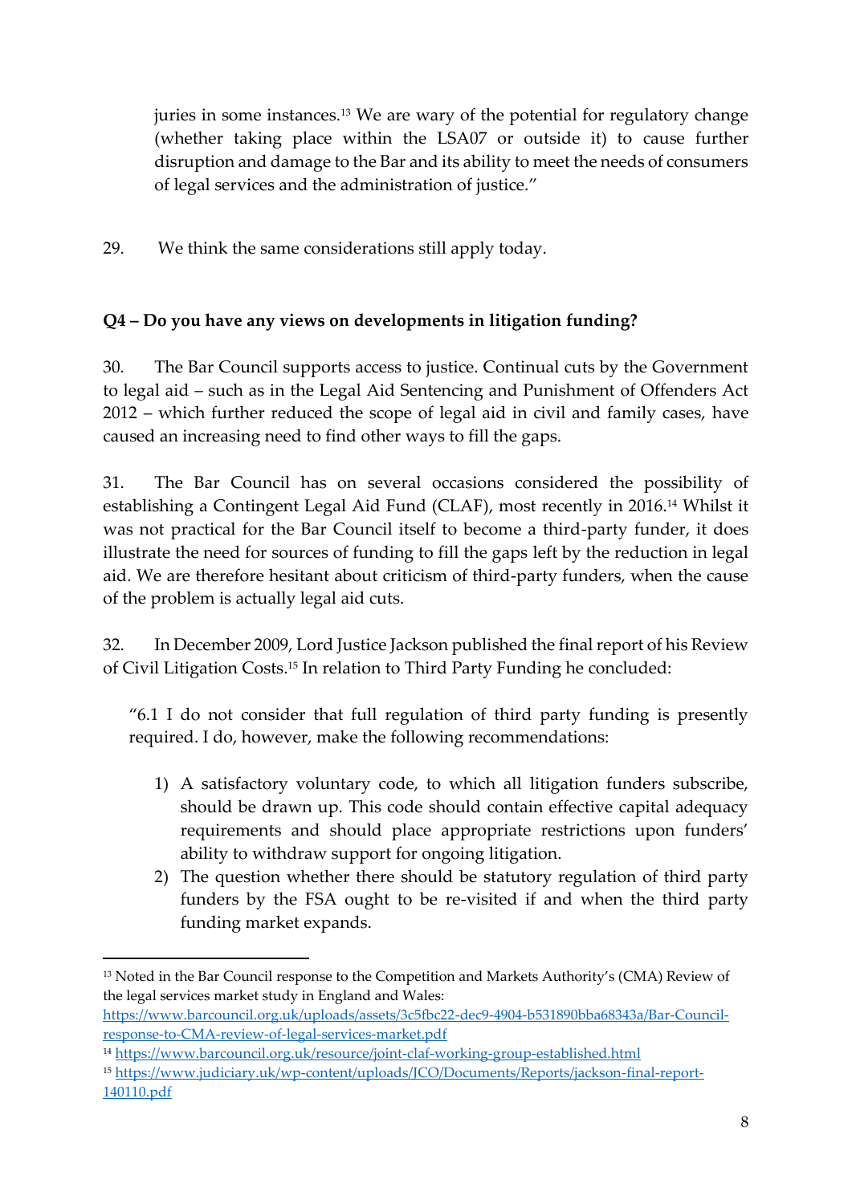juries in some instances.[13] We are wary of the potential for regulatory change (whether taking place within the LSA07 or outside it) to cause further disruption and damage to the Bar and its ability to meet the needs of consumers of legal services and the administration of justice."

29. We think the same considerations still apply today.

**Q4 – Do you have any views on developments in litigation funding?**

30. The Bar Council supports access to justice. Continual cuts by the Government to legal aid – such as in the Legal Aid Sentencing and Punishment of Offenders Act 2012 – which further reduced the scope of legal aid in civil and family cases, have caused an increasing need to find other ways to fill the gaps.

31. The Bar Council has on several occasions considered the possibility of establishing a Contingent Legal Aid Fund (CLAF), most recently in 2016.[14] Whilst it was not practical for the Bar Council itself to become a third-party funder, it does illustrate the need for sources of funding to fill the gaps left by the reduction in legal aid. We are therefore hesitant about criticism of third-party funders, when the cause of the problem is actually legal aid cuts.

32. In December 2009, Lord Justice Jackson published the final report of his Review of Civil Litigation Costs.[15] In relation to Third Party Funding he concluded:

> "6.1 I do not consider that full regulation of third party funding is presently required. I do, however, make the following recommendations:
>
> 1) A satisfactory voluntary code, to which all litigation funders subscribe, should be drawn up. This code should contain effective capital adequacy requirements and should place appropriate restrictions upon funders' ability to withdraw support for ongoing litigation.
> 2) The question whether there should be statutory regulation of third party funders by the FSA ought to be re-visited if and when the third party funding market expands.

---

[13] Noted in the Bar Council response to the Competition and Markets Authority's (CMA) Review of the legal services market study in England and Wales: https://www.barcouncil.org.uk/uploads/assets/3c5fbc22-dec9-4904-b531890bba68343a/Bar-Council-response-to-CMA-review-of-legal-services-market.pdf

[14] https://www.barcouncil.org.uk/resource/joint-claf-working-group-established.html

[15] https://www.judiciary.uk/wp-content/uploads/JCO/Documents/Reports/jackson-final-report-140110.pdf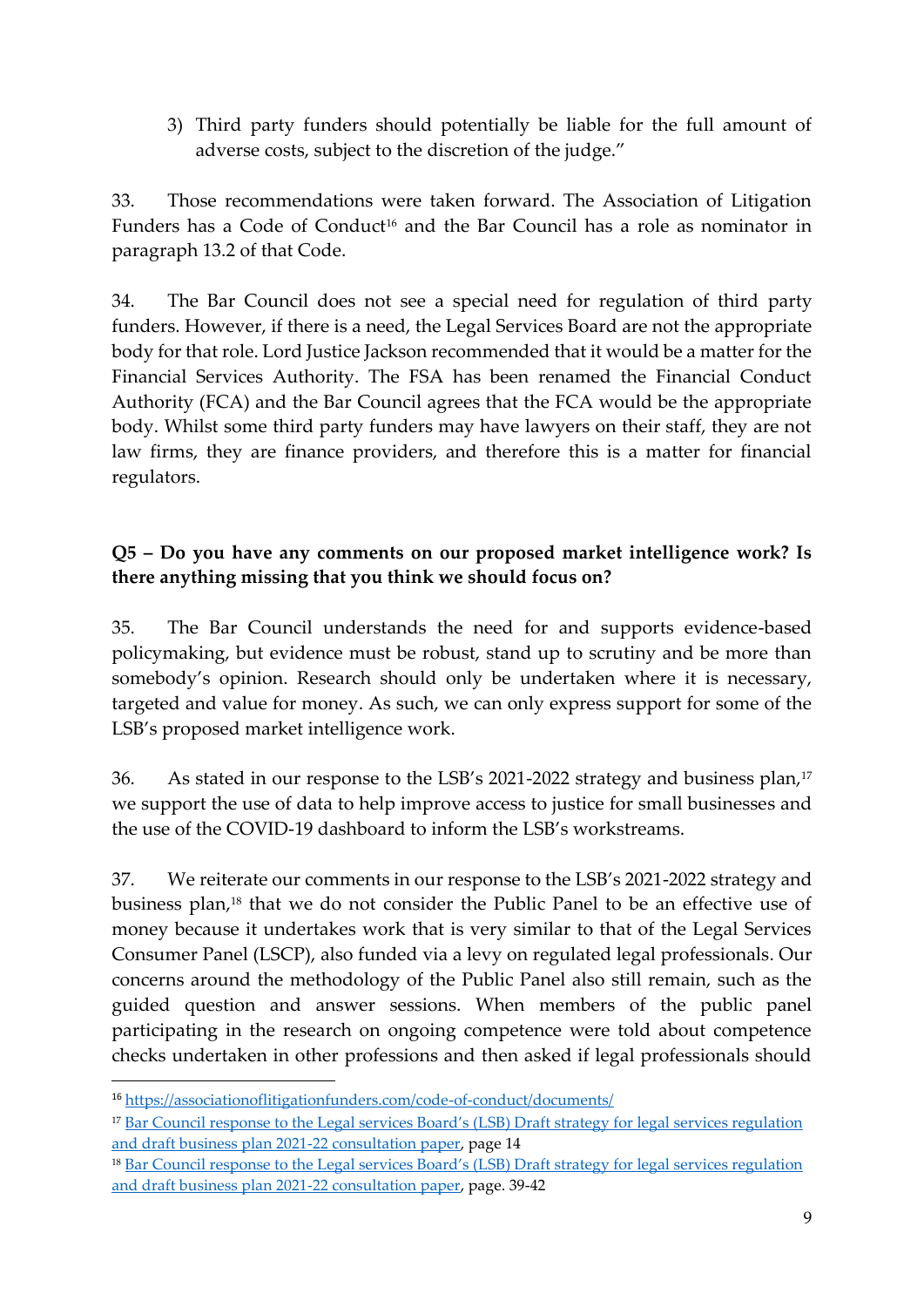3) Third party funders should potentially be liable for the full amount of adverse costs, subject to the discretion of the judge."

33. Those recommendations were taken forward. The Association of Litigation Funders has a Code of Conduct[16] and the Bar Council has a role as nominator in paragraph 13.2 of that Code.

34. The Bar Council does not see a special need for regulation of third party funders. However, if there is a need, the Legal Services Board are not the appropriate body for that role. Lord Justice Jackson recommended that it would be a matter for the Financial Services Authority. The FSA has been renamed the Financial Conduct Authority (FCA) and the Bar Council agrees that the FCA would be the appropriate body. Whilst some third party funders may have lawyers on their staff, they are not law firms, they are finance providers, and therefore this is a matter for financial regulators.

**Q5 – Do you have any comments on our proposed market intelligence work? Is there anything missing that you think we should focus on?**

35. The Bar Council understands the need for and supports evidence-based policymaking, but evidence must be robust, stand up to scrutiny and be more than somebody's opinion. Research should only be undertaken where it is necessary, targeted and value for money. As such, we can only express support for some of the LSB's proposed market intelligence work.

36. As stated in our response to the LSB's 2021-2022 strategy and business plan,[17] we support the use of data to help improve access to justice for small businesses and the use of the COVID-19 dashboard to inform the LSB's workstreams.

37. We reiterate our comments in our response to the LSB's 2021-2022 strategy and business plan,[18] that we do not consider the Public Panel to be an effective use of money because it undertakes work that is very similar to that of the Legal Services Consumer Panel (LSCP), also funded via a levy on regulated legal professionals. Our concerns around the methodology of the Public Panel also still remain, such as the guided question and answer sessions. When members of the public panel participating in the research on ongoing competence were told about competence checks undertaken in other professions and then asked if legal professionals should

---

[16] https://associationoflitigationfunders.com/code-of-conduct/documents/

[17] Bar Council response to the Legal services Board's (LSB) Draft strategy for legal services regulation and draft business plan 2021-22 consultation paper, page 14

[18] Bar Council response to the Legal services Board's (LSB) Draft strategy for legal services regulation and draft business plan 2021-22 consultation paper, page. 39-42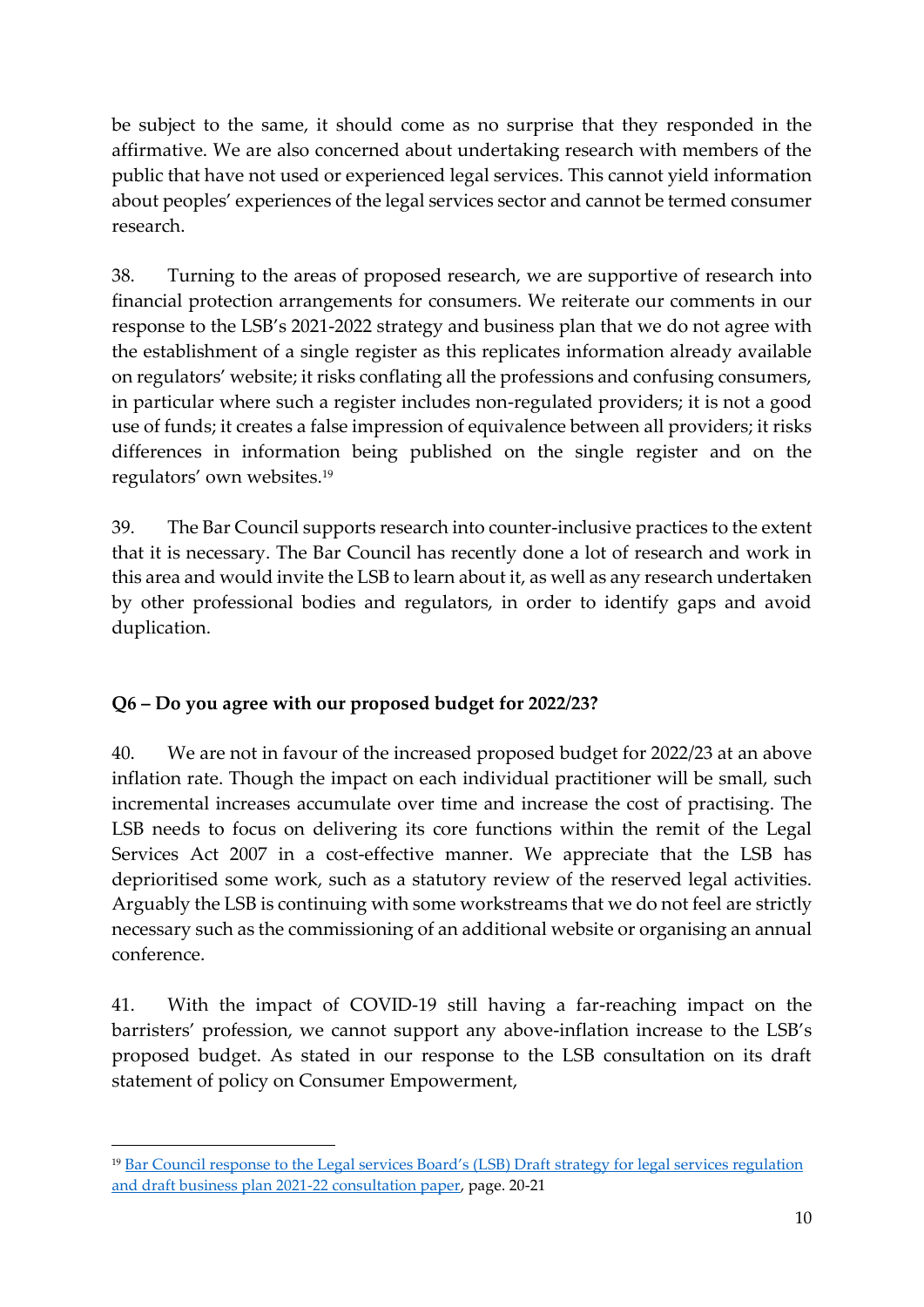be subject to the same, it should come as no surprise that they responded in the affirmative. We are also concerned about undertaking research with members of the public that have not used or experienced legal services. This cannot yield information about peoples' experiences of the legal services sector and cannot be termed consumer research.

38. Turning to the areas of proposed research, we are supportive of research into financial protection arrangements for consumers. We reiterate our comments in our response to the LSB's 2021-2022 strategy and business plan that we do not agree with the establishment of a single register as this replicates information already available on regulators' website; it risks conflating all the professions and confusing consumers, in particular where such a register includes non-regulated providers; it is not a good use of funds; it creates a false impression of equivalence between all providers; it risks differences in information being published on the single register and on the regulators' own websites.[19]

39. The Bar Council supports research into counter-inclusive practices to the extent that it is necessary. The Bar Council has recently done a lot of research and work in this area and would invite the LSB to learn about it, as well as any research undertaken by other professional bodies and regulators, in order to identify gaps and avoid duplication.

**Q6 – Do you agree with our proposed budget for 2022/23?**

40. We are not in favour of the increased proposed budget for 2022/23 at an above inflation rate. Though the impact on each individual practitioner will be small, such incremental increases accumulate over time and increase the cost of practising. The LSB needs to focus on delivering its core functions within the remit of the Legal Services Act 2007 in a cost-effective manner. We appreciate that the LSB has deprioritised some work, such as a statutory review of the reserved legal activities. Arguably the LSB is continuing with some workstreams that we do not feel are strictly necessary such as the commissioning of an additional website or organising an annual conference.

41. With the impact of COVID-19 still having a far-reaching impact on the barristers' profession, we cannot support any above-inflation increase to the LSB's proposed budget. As stated in our response to the LSB consultation on its draft statement of policy on Consumer Empowerment,

---

[19] [Bar Council response to the Legal services Board's (LSB) Draft strategy for legal services regulation and draft business plan 2021-22 consultation paper](), page. 20-21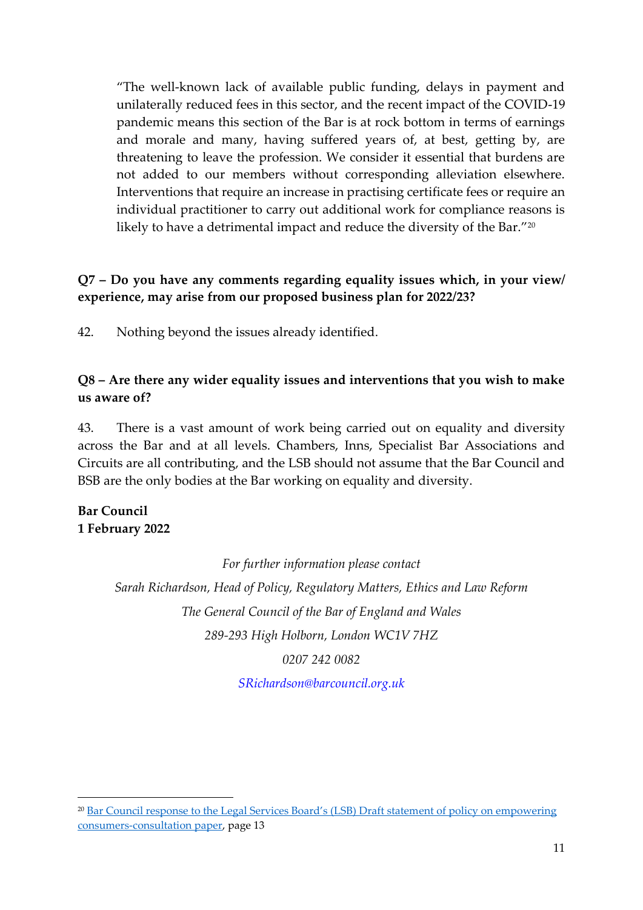"The well-known lack of available public funding, delays in payment and unilaterally reduced fees in this sector, and the recent impact of the COVID-19 pandemic means this section of the Bar is at rock bottom in terms of earnings and morale and many, having suffered years of, at best, getting by, are threatening to leave the profession. We consider it essential that burdens are not added to our members without corresponding alleviation elsewhere. Interventions that require an increase in practising certificate fees or require an individual practitioner to carry out additional work for compliance reasons is likely to have a detrimental impact and reduce the diversity of the Bar."[20]

**Q7 – Do you have any comments regarding equality issues which, in your view/ experience, may arise from our proposed business plan for 2022/23?**

42. Nothing beyond the issues already identified.

**Q8 – Are there any wider equality issues and interventions that you wish to make us aware of?**

43. There is a vast amount of work being carried out on equality and diversity across the Bar and at all levels. Chambers, Inns, Specialist Bar Associations and Circuits are all contributing, and the LSB should not assume that the Bar Council and BSB are the only bodies at the Bar working on equality and diversity.

**Bar Council**
**1 February 2022**

*For further information please contact*
*Sarah Richardson, Head of Policy, Regulatory Matters, Ethics and Law Reform*
*The General Council of the Bar of England and Wales*
*289-293 High Holborn, London WC1V 7HZ*
*0207 242 0082*
*SRichardson@barcouncil.org.uk*

---

[20] Bar Council response to the Legal Services Board's (LSB) Draft statement of policy on empowering consumers-consultation paper, page 13